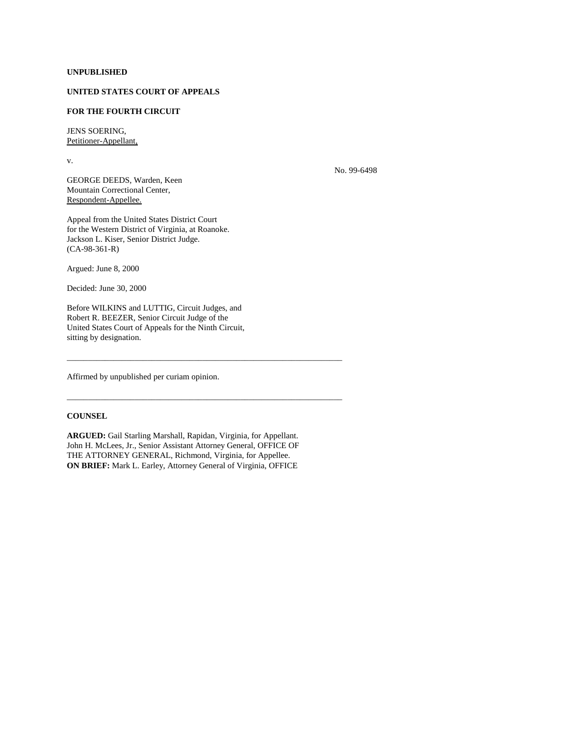**UNPUBLISHED**

**UNITED STATES COURT OF APPEALS**

**FOR THE FOURTH CIRCUIT**

JENS SOERING,
Petitioner-Appellant,

v.

No. 99-6498

GEORGE DEEDS, Warden, Keen
Mountain Correctional Center,
Respondent-Appellee.

Appeal from the United States District Court
for the Western District of Virginia, at Roanoke.
Jackson L. Kiser, Senior District Judge.
(CA-98-361-R)

Argued: June 8, 2000

Decided: June 30, 2000

Before WILKINS and LUTTIG, Circuit Judges, and
Robert R. BEEZER, Senior Circuit Judge of the
United States Court of Appeals for the Ninth Circuit,
sitting by designation.

---

Affirmed by unpublished per curiam opinion.

---

**COUNSEL**

**ARGUED:** Gail Starling Marshall, Rapidan, Virginia, for Appellant.
John H. McLees, Jr., Senior Assistant Attorney General, OFFICE OF
THE ATTORNEY GENERAL, Richmond, Virginia, for Appellee.
**ON BRIEF:** Mark L. Earley, Attorney General of Virginia, OFFICE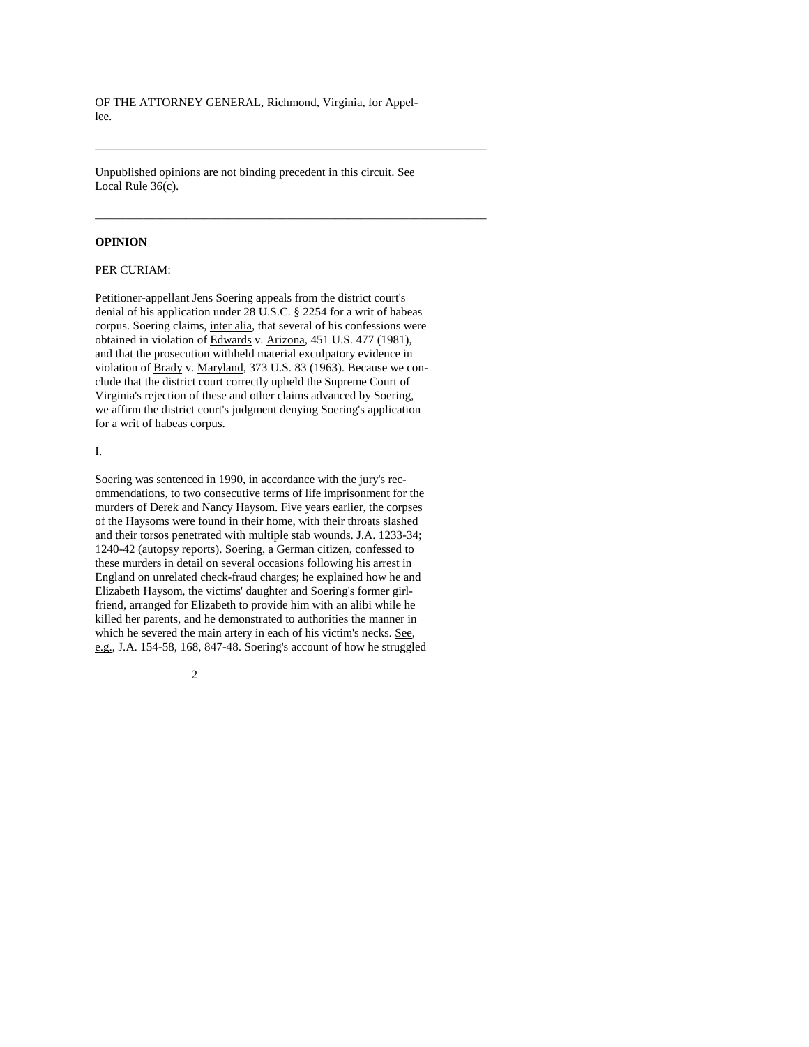OF THE ATTORNEY GENERAL, Richmond, Virginia, for Appellee.

---

Unpublished opinions are not binding precedent in this circuit. See Local Rule 36(c).

---

**OPINION**

PER CURIAM:

Petitioner-appellant Jens Soering appeals from the district court's denial of his application under 28 U.S.C. § 2254 for a writ of habeas corpus. Soering claims, inter alia, that several of his confessions were obtained in violation of Edwards v. Arizona, 451 U.S. 477 (1981), and that the prosecution withheld material exculpatory evidence in violation of Brady v. Maryland, 373 U.S. 83 (1963). Because we conclude that the district court correctly upheld the Supreme Court of Virginia's rejection of these and other claims advanced by Soering, we affirm the district court's judgment denying Soering's application for a writ of habeas corpus.

I.

Soering was sentenced in 1990, in accordance with the jury's recommendations, to two consecutive terms of life imprisonment for the murders of Derek and Nancy Haysom. Five years earlier, the corpses of the Haysoms were found in their home, with their throats slashed and their torsos penetrated with multiple stab wounds. J.A. 1233-34; 1240-42 (autopsy reports). Soering, a German citizen, confessed to these murders in detail on several occasions following his arrest in England on unrelated check-fraud charges; he explained how he and Elizabeth Haysom, the victims' daughter and Soering's former girlfriend, arranged for Elizabeth to provide him with an alibi while he killed her parents, and he demonstrated to authorities the manner in which he severed the main artery in each of his victim's necks. See, e.g., J.A. 154-58, 168, 847-48. Soering's account of how he struggled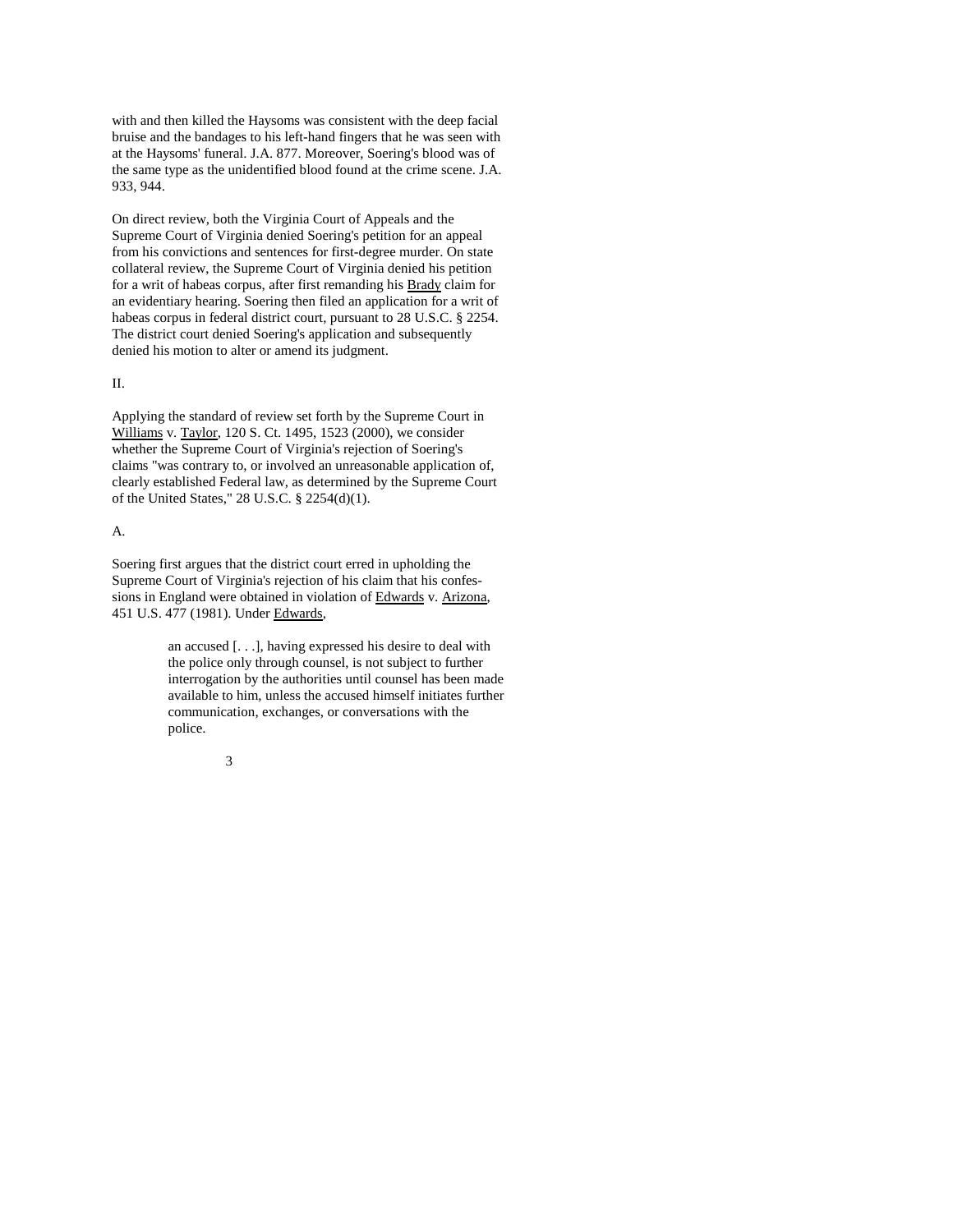with and then killed the Haysoms was consistent with the deep facial bruise and the bandages to his left-hand fingers that he was seen with at the Haysoms' funeral. J.A. 877. Moreover, Soering's blood was of the same type as the unidentified blood found at the crime scene. J.A. 933, 944.

On direct review, both the Virginia Court of Appeals and the Supreme Court of Virginia denied Soering's petition for an appeal from his convictions and sentences for first-degree murder. On state collateral review, the Supreme Court of Virginia denied his petition for a writ of habeas corpus, after first remanding his Brady claim for an evidentiary hearing. Soering then filed an application for a writ of habeas corpus in federal district court, pursuant to 28 U.S.C. § 2254. The district court denied Soering's application and subsequently denied his motion to alter or amend its judgment.

II.

Applying the standard of review set forth by the Supreme Court in Williams v. Taylor, 120 S. Ct. 1495, 1523 (2000), we consider whether the Supreme Court of Virginia's rejection of Soering's claims "was contrary to, or involved an unreasonable application of, clearly established Federal law, as determined by the Supreme Court of the United States," 28 U.S.C. § 2254(d)(1).

A.

Soering first argues that the district court erred in upholding the Supreme Court of Virginia's rejection of his claim that his confessions in England were obtained in violation of Edwards v. Arizona, 451 U.S. 477 (1981). Under Edwards,

> an accused [. . .], having expressed his desire to deal with the police only through counsel, is not subject to further interrogation by the authorities until counsel has been made available to him, unless the accused himself initiates further communication, exchanges, or conversations with the police.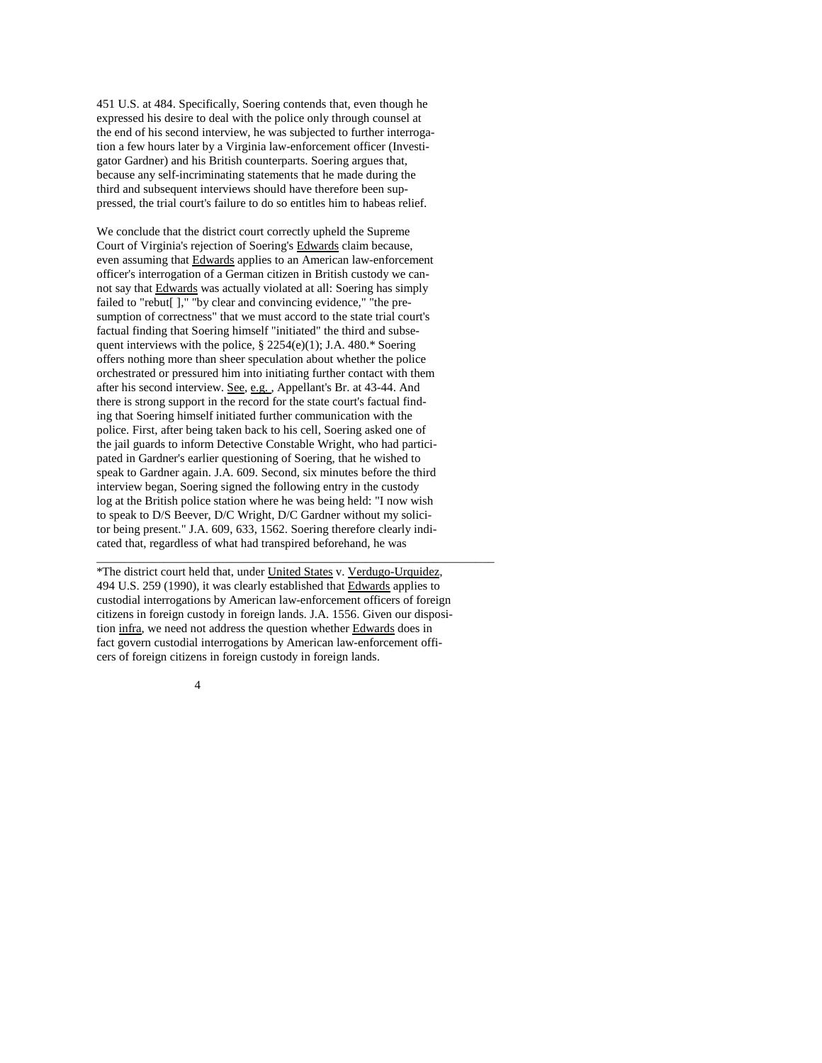451 U.S. at 484. Specifically, Soering contends that, even though he expressed his desire to deal with the police only through counsel at the end of his second interview, he was subjected to further interrogation a few hours later by a Virginia law-enforcement officer (Investigator Gardner) and his British counterparts. Soering argues that, because any self-incriminating statements that he made during the third and subsequent interviews should have therefore been suppressed, the trial court's failure to do so entitles him to habeas relief.

We conclude that the district court correctly upheld the Supreme Court of Virginia's rejection of Soering's Edwards claim because, even assuming that Edwards applies to an American law-enforcement officer's interrogation of a German citizen in British custody we cannot say that Edwards was actually violated at all: Soering has simply failed to "rebut[ ]," "by clear and convincing evidence," "the presumption of correctness" that we must accord to the state trial court's factual finding that Soering himself "initiated" the third and subsequent interviews with the police, § 2254(e)(1); J.A. 480.* Soering offers nothing more than sheer speculation about whether the police orchestrated or pressured him into initiating further contact with them after his second interview. See, e.g., Appellant's Br. at 43-44. And there is strong support in the record for the state court's factual finding that Soering himself initiated further communication with the police. First, after being taken back to his cell, Soering asked one of the jail guards to inform Detective Constable Wright, who had participated in Gardner's earlier questioning of Soering, that he wished to speak to Gardner again. J.A. 609. Second, six minutes before the third interview began, Soering signed the following entry in the custody log at the British police station where he was being held: "I now wish to speak to D/S Beever, D/C Wright, D/C Gardner without my solicitor being present." J.A. 609, 633, 1562. Soering therefore clearly indicated that, regardless of what had transpired beforehand, he was

---

*The district court held that, under United States v. Verdugo-Urquidez, 494 U.S. 259 (1990), it was clearly established that Edwards applies to custodial interrogations by American law-enforcement officers of foreign citizens in foreign custody in foreign lands. J.A. 1556. Given our disposition infra, we need not address the question whether Edwards does in fact govern custodial interrogations by American law-enforcement officers of foreign citizens in foreign custody in foreign lands.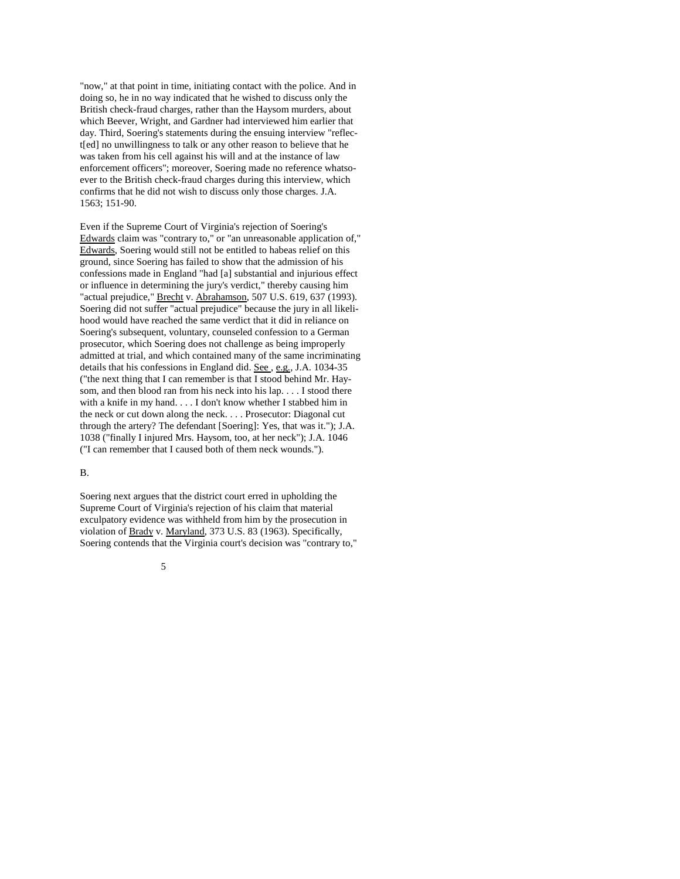"now," at that point in time, initiating contact with the police. And in doing so, he in no way indicated that he wished to discuss only the British check-fraud charges, rather than the Haysom murders, about which Beever, Wright, and Gardner had interviewed him earlier that day. Third, Soering's statements during the ensuing interview "reflect[ed] no unwillingness to talk or any other reason to believe that he was taken from his cell against his will and at the instance of law enforcement officers"; moreover, Soering made no reference whatsoever to the British check-fraud charges during this interview, which confirms that he did not wish to discuss only those charges. J.A. 1563; 151-90.

Even if the Supreme Court of Virginia's rejection of Soering's Edwards claim was "contrary to," or "an unreasonable application of," Edwards, Soering would still not be entitled to habeas relief on this ground, since Soering has failed to show that the admission of his confessions made in England "had [a] substantial and injurious effect or influence in determining the jury's verdict," thereby causing him "actual prejudice," Brecht v. Abrahamson, 507 U.S. 619, 637 (1993). Soering did not suffer "actual prejudice" because the jury in all likelihood would have reached the same verdict that it did in reliance on Soering's subsequent, voluntary, counseled confession to a German prosecutor, which Soering does not challenge as being improperly admitted at trial, and which contained many of the same incriminating details that his confessions in England did. See, e.g., J.A. 1034-35 ("the next thing that I can remember is that I stood behind Mr. Haysom, and then blood ran from his neck into his lap. . . . I stood there with a knife in my hand. . . . I don't know whether I stabbed him in the neck or cut down along the neck. . . . Prosecutor: Diagonal cut through the artery? The defendant [Soering]: Yes, that was it."); J.A. 1038 ("finally I injured Mrs. Haysom, too, at her neck"); J.A. 1046 ("I can remember that I caused both of them neck wounds.").

B.

Soering next argues that the district court erred in upholding the Supreme Court of Virginia's rejection of his claim that material exculpatory evidence was withheld from him by the prosecution in violation of Brady v. Maryland, 373 U.S. 83 (1963). Specifically, Soering contends that the Virginia court's decision was "contrary to,"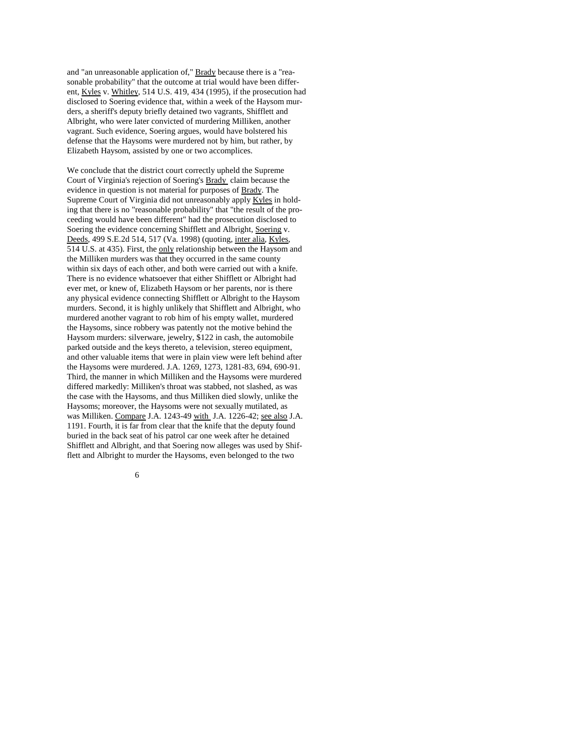and "an unreasonable application of," Brady because there is a "reasonable probability" that the outcome at trial would have been different, Kyles v. Whitley, 514 U.S. 419, 434 (1995), if the prosecution had disclosed to Soering evidence that, within a week of the Haysom murders, a sheriff's deputy briefly detained two vagrants, Shifflett and Albright, who were later convicted of murdering Milliken, another vagrant. Such evidence, Soering argues, would have bolstered his defense that the Haysoms were murdered not by him, but rather, by Elizabeth Haysom, assisted by one or two accomplices.

We conclude that the district court correctly upheld the Supreme Court of Virginia's rejection of Soering's Brady claim because the evidence in question is not material for purposes of Brady. The Supreme Court of Virginia did not unreasonably apply Kyles in holding that there is no "reasonable probability" that "the result of the proceeding would have been different" had the prosecution disclosed to Soering the evidence concerning Shifflett and Albright, Soering v. Deeds, 499 S.E.2d 514, 517 (Va. 1998) (quoting, inter alia, Kyles, 514 U.S. at 435). First, the only relationship between the Haysom and the Milliken murders was that they occurred in the same county within six days of each other, and both were carried out with a knife. There is no evidence whatsoever that either Shifflett or Albright had ever met, or knew of, Elizabeth Haysom or her parents, nor is there any physical evidence connecting Shifflett or Albright to the Haysom murders. Second, it is highly unlikely that Shifflett and Albright, who murdered another vagrant to rob him of his empty wallet, murdered the Haysoms, since robbery was patently not the motive behind the Haysom murders: silverware, jewelry, $122 in cash, the automobile parked outside and the keys thereto, a television, stereo equipment, and other valuable items that were in plain view were left behind after the Haysoms were murdered. J.A. 1269, 1273, 1281-83, 694, 690-91. Third, the manner in which Milliken and the Haysoms were murdered differed markedly: Milliken's throat was stabbed, not slashed, as was the case with the Haysoms, and thus Milliken died slowly, unlike the Haysoms; moreover, the Haysoms were not sexually mutilated, as was Milliken. Compare J.A. 1243-49 with J.A. 1226-42; see also J.A. 1191. Fourth, it is far from clear that the knife that the deputy found buried in the back seat of his patrol car one week after he detained Shifflett and Albright, and that Soering now alleges was used by Shifflett and Albright to murder the Haysoms, even belonged to the two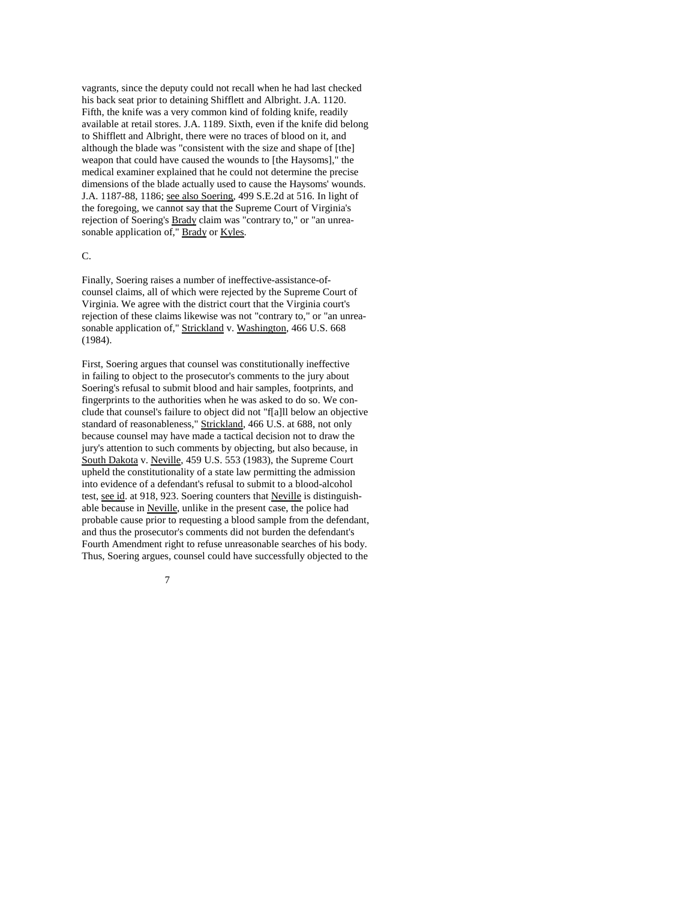vagrants, since the deputy could not recall when he had last checked his back seat prior to detaining Shifflett and Albright. J.A. 1120. Fifth, the knife was a very common kind of folding knife, readily available at retail stores. J.A. 1189. Sixth, even if the knife did belong to Shifflett and Albright, there were no traces of blood on it, and although the blade was "consistent with the size and shape of [the] weapon that could have caused the wounds to [the Haysoms]," the medical examiner explained that he could not determine the precise dimensions of the blade actually used to cause the Haysoms' wounds. J.A. 1187-88, 1186; see also Soering, 499 S.E.2d at 516. In light of the foregoing, we cannot say that the Supreme Court of Virginia's rejection of Soering's Brady claim was "contrary to," or "an unreasonable application of," Brady or Kyles.

C.

Finally, Soering raises a number of ineffective-assistance-of-counsel claims, all of which were rejected by the Supreme Court of Virginia. We agree with the district court that the Virginia court's rejection of these claims likewise was not "contrary to," or "an unreasonable application of," Strickland v. Washington, 466 U.S. 668 (1984).

First, Soering argues that counsel was constitutionally ineffective in failing to object to the prosecutor's comments to the jury about Soering's refusal to submit blood and hair samples, footprints, and fingerprints to the authorities when he was asked to do so. We conclude that counsel's failure to object did not "f[a]ll below an objective standard of reasonableness," Strickland, 466 U.S. at 688, not only because counsel may have made a tactical decision not to draw the jury's attention to such comments by objecting, but also because, in South Dakota v. Neville, 459 U.S. 553 (1983), the Supreme Court upheld the constitutionality of a state law permitting the admission into evidence of a defendant's refusal to submit to a blood-alcohol test, see id. at 918, 923. Soering counters that Neville is distinguishable because in Neville, unlike in the present case, the police had probable cause prior to requesting a blood sample from the defendant, and thus the prosecutor's comments did not burden the defendant's Fourth Amendment right to refuse unreasonable searches of his body. Thus, Soering argues, counsel could have successfully objected to the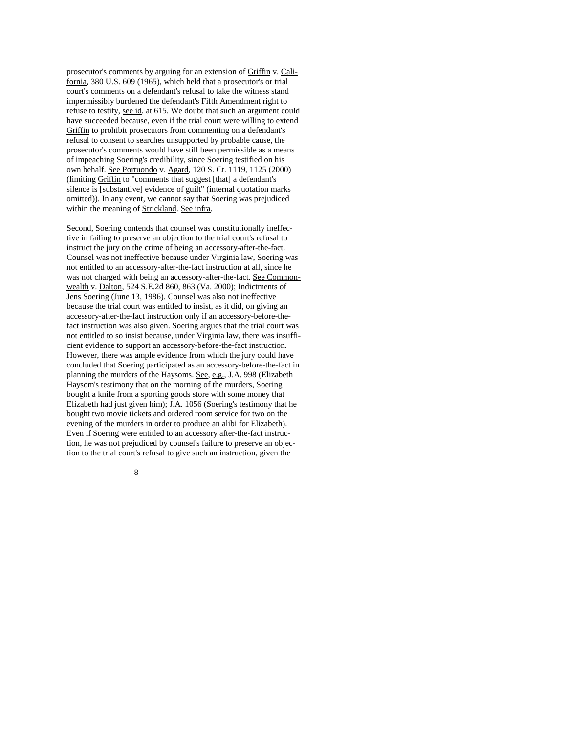prosecutor's comments by arguing for an extension of Griffin v. California, 380 U.S. 609 (1965), which held that a prosecutor's or trial court's comments on a defendant's refusal to take the witness stand impermissibly burdened the defendant's Fifth Amendment right to refuse to testify, see id. at 615. We doubt that such an argument could have succeeded because, even if the trial court were willing to extend Griffin to prohibit prosecutors from commenting on a defendant's refusal to consent to searches unsupported by probable cause, the prosecutor's comments would have still been permissible as a means of impeaching Soering's credibility, since Soering testified on his own behalf. See Portuondo v. Agard, 120 S. Ct. 1119, 1125 (2000) (limiting Griffin to "comments that suggest [that] a defendant's silence is [substantive] evidence of guilt" (internal quotation marks omitted)). In any event, we cannot say that Soering was prejudiced within the meaning of Strickland. See infra.

Second, Soering contends that counsel was constitutionally ineffective in failing to preserve an objection to the trial court's refusal to instruct the jury on the crime of being an accessory-after-the-fact. Counsel was not ineffective because under Virginia law, Soering was not entitled to an accessory-after-the-fact instruction at all, since he was not charged with being an accessory-after-the-fact. See Commonwealth v. Dalton, 524 S.E.2d 860, 863 (Va. 2000); Indictments of Jens Soering (June 13, 1986). Counsel was also not ineffective because the trial court was entitled to insist, as it did, on giving an accessory-after-the-fact instruction only if an accessory-before-the-fact instruction was also given. Soering argues that the trial court was not entitled to so insist because, under Virginia law, there was insufficient evidence to support an accessory-before-the-fact instruction. However, there was ample evidence from which the jury could have concluded that Soering participated as an accessory-before-the-fact in planning the murders of the Haysoms. See, e.g., J.A. 998 (Elizabeth Haysom's testimony that on the morning of the murders, Soering bought a knife from a sporting goods store with some money that Elizabeth had just given him); J.A. 1056 (Soering's testimony that he bought two movie tickets and ordered room service for two on the evening of the murders in order to produce an alibi for Elizabeth). Even if Soering were entitled to an accessory after-the-fact instruction, he was not prejudiced by counsel's failure to preserve an objection to the trial court's refusal to give such an instruction, given the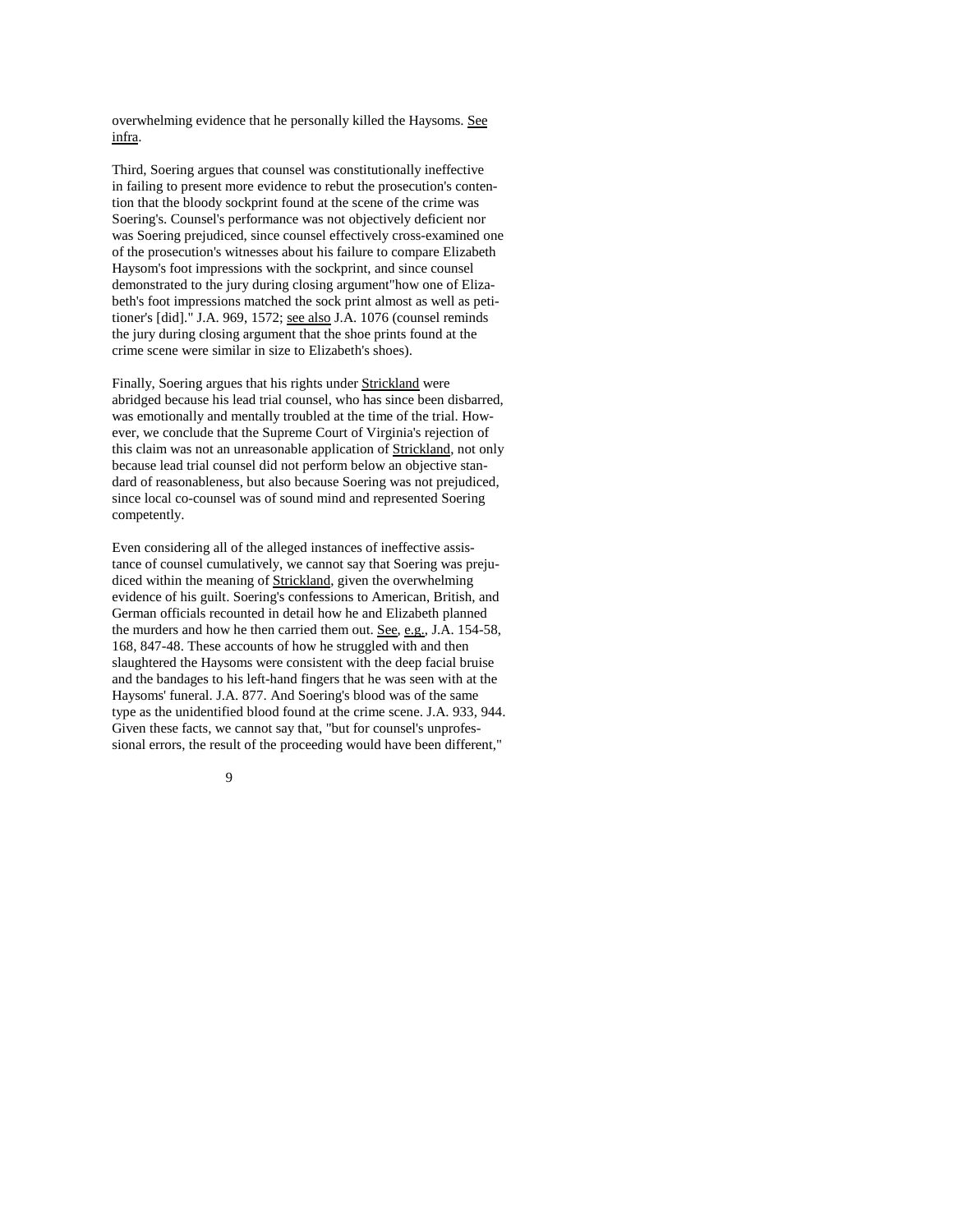overwhelming evidence that he personally killed the Haysoms. See infra.

Third, Soering argues that counsel was constitutionally ineffective in failing to present more evidence to rebut the prosecution's contention that the bloody sockprint found at the scene of the crime was Soering's. Counsel's performance was not objectively deficient nor was Soering prejudiced, since counsel effectively cross-examined one of the prosecution's witnesses about his failure to compare Elizabeth Haysom's foot impressions with the sockprint, and since counsel demonstrated to the jury during closing argument"how one of Elizabeth's foot impressions matched the sock print almost as well as petitioner's [did]." J.A. 969, 1572; see also J.A. 1076 (counsel reminds the jury during closing argument that the shoe prints found at the crime scene were similar in size to Elizabeth's shoes).

Finally, Soering argues that his rights under Strickland were abridged because his lead trial counsel, who has since been disbarred, was emotionally and mentally troubled at the time of the trial. However, we conclude that the Supreme Court of Virginia's rejection of this claim was not an unreasonable application of Strickland, not only because lead trial counsel did not perform below an objective standard of reasonableness, but also because Soering was not prejudiced, since local co-counsel was of sound mind and represented Soering competently.

Even considering all of the alleged instances of ineffective assistance of counsel cumulatively, we cannot say that Soering was prejudiced within the meaning of Strickland, given the overwhelming evidence of his guilt. Soering's confessions to American, British, and German officials recounted in detail how he and Elizabeth planned the murders and how he then carried them out. See, e.g., J.A. 154-58, 168, 847-48. These accounts of how he struggled with and then slaughtered the Haysoms were consistent with the deep facial bruise and the bandages to his left-hand fingers that he was seen with at the Haysoms' funeral. J.A. 877. And Soering's blood was of the same type as the unidentified blood found at the crime scene. J.A. 933, 944. Given these facts, we cannot say that, "but for counsel's unprofessional errors, the result of the proceeding would have been different,"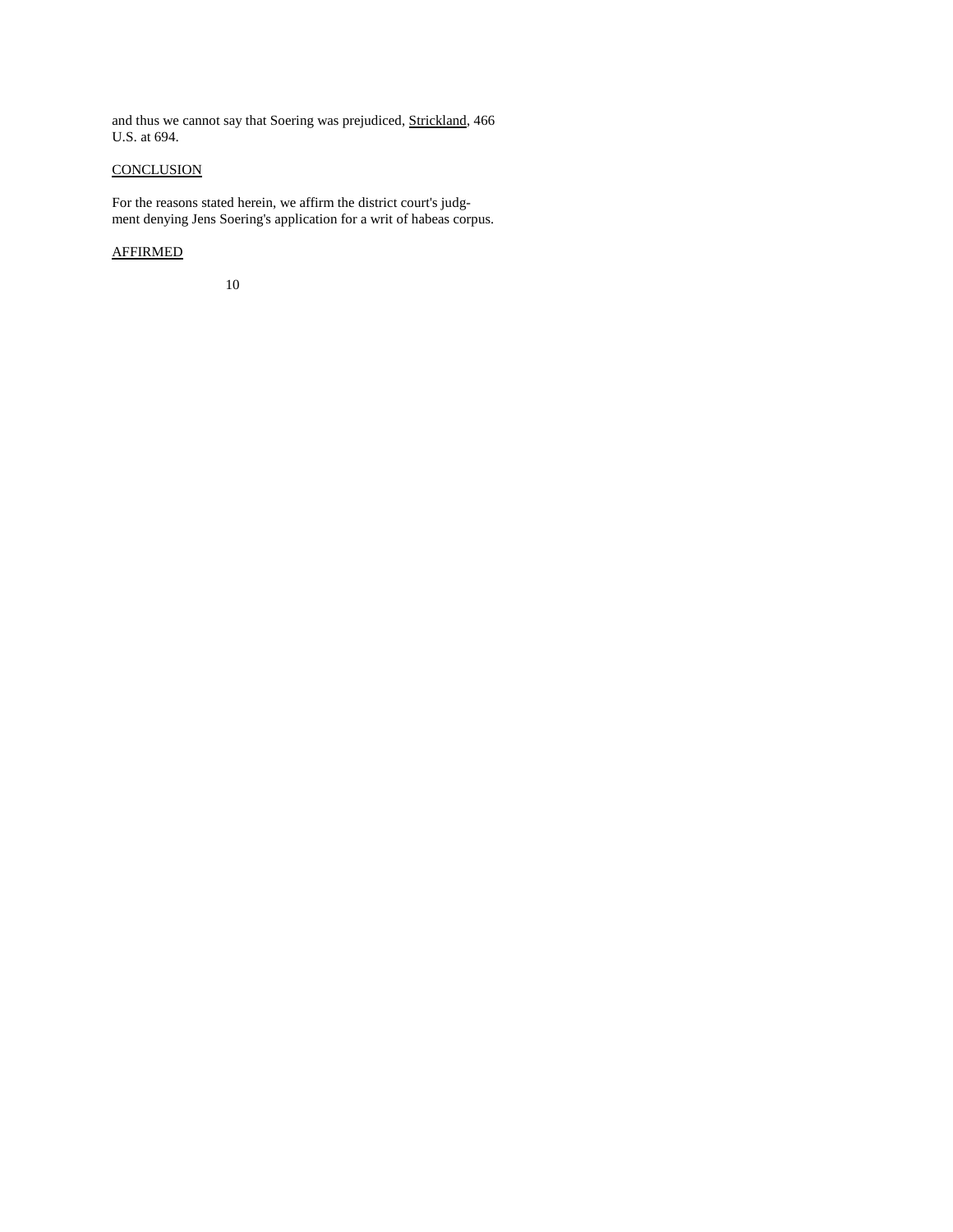and thus we cannot say that Soering was prejudiced, Strickland, 466 U.S. at 694.

## CONCLUSION

For the reasons stated herein, we affirm the district court's judgment denying Jens Soering's application for a writ of habeas corpus.

AFFIRMED